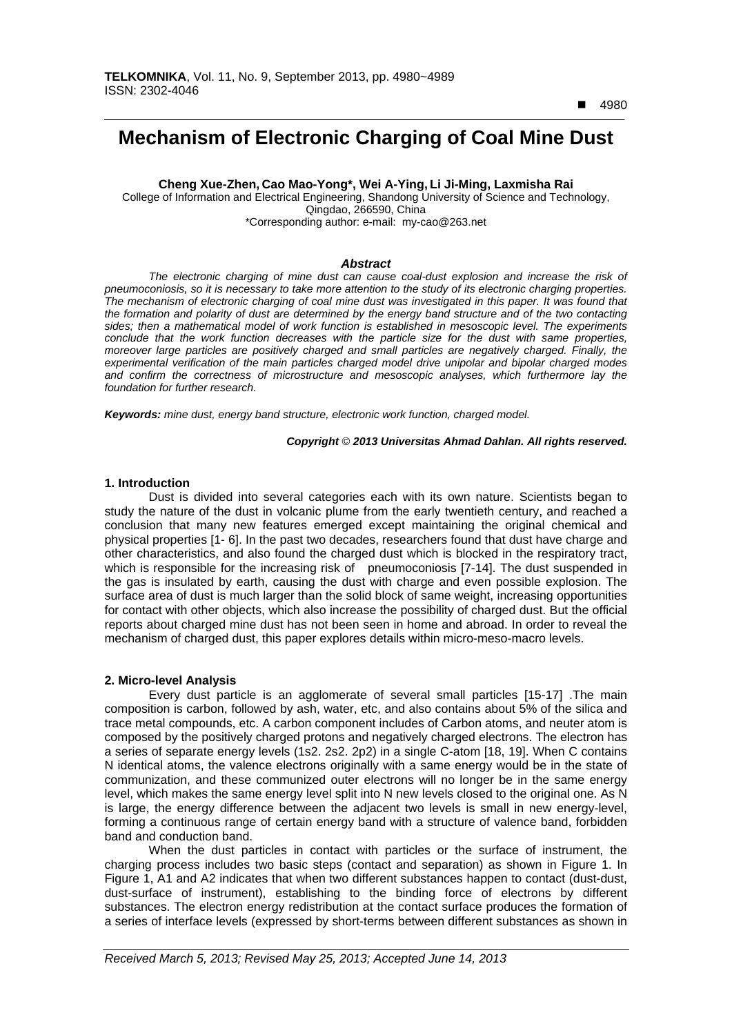# Mechanism of Electronic Charging of Coal Mine Dust

**Cheng Xue-Zhen, Cao Mao-Yong*, Wei A-Ying, Li Ji-Ming, Laxmisha Rai**

College of Information and Electrical Engineering, Shandong University of Science and Technology, Qingdao, 266590, China

*Corresponding author: e-mail: my-cao@263.net

### *Abstract*

*The electronic charging of mine dust can cause coal-dust explosion and increase the risk of pneumoconiosis, so it is necessary to take more attention to the study of its electronic charging properties. The mechanism of electronic charging of coal mine dust was investigated in this paper. It was found that the formation and polarity of dust are determined by the energy band structure and of the two contacting sides; then a mathematical model of work function is established in mesoscopic level. The experiments conclude that the work function decreases with the particle size for the dust with same properties, moreover large particles are positively charged and small particles are negatively charged. Finally, the experimental verification of the main particles charged model drive unipolar and bipolar charged modes and confirm the correctness of microstructure and mesoscopic analyses, which furthermore lay the foundation for further research.*

***Keywords:*** *mine dust, energy band structure, electronic work function, charged model.*

***Copyright © 2013 Universitas Ahmad Dahlan. All rights reserved.***

## 1. Introduction

Dust is divided into several categories each with its own nature. Scientists began to study the nature of the dust in volcanic plume from the early twentieth century, and reached a conclusion that many new features emerged except maintaining the original chemical and physical properties [1- 6]. In the past two decades, researchers found that dust have charge and other characteristics, and also found the charged dust which is blocked in the respiratory tract, which is responsible for the increasing risk of pneumoconiosis [7-14]. The dust suspended in the gas is insulated by earth, causing the dust with charge and even possible explosion. The surface area of dust is much larger than the solid block of same weight, increasing opportunities for contact with other objects, which also increase the possibility of charged dust. But the official reports about charged mine dust has not been seen in home and abroad. In order to reveal the mechanism of charged dust, this paper explores details within micro-meso-macro levels.

## 2. Micro-level Analysis

Every dust particle is an agglomerate of several small particles [15-17] .The main composition is carbon, followed by ash, water, etc, and also contains about 5% of the silica and trace metal compounds, etc. A carbon component includes of Carbon atoms, and neuter atom is composed by the positively charged protons and negatively charged electrons. The electron has a series of separate energy levels ($1s^2$. $2s^2$. $2p^2$) in a single C-atom [18, 19]. When C contains N identical atoms, the valence electrons originally with a same energy would be in the state of communization, and these communized outer electrons will no longer be in the same energy level, which makes the same energy level split into N new levels closed to the original one. As N is large, the energy difference between the adjacent two levels is small in new energy-level, forming a continuous range of certain energy band with a structure of valence band, forbidden band and conduction band.

When the dust particles in contact with particles or the surface of instrument, the charging process includes two basic steps (contact and separation) as shown in Figure 1. In Figure 1, A1 and A2 indicates that when two different substances happen to contact (dust-dust, dust-surface of instrument), establishing to the binding force of electrons by different substances. The electron energy redistribution at the contact surface produces the formation of a series of interface levels (expressed by short-terms between different substances as shown in

*Received March 5, 2013; Revised May 25, 2013; Accepted June 14, 2013*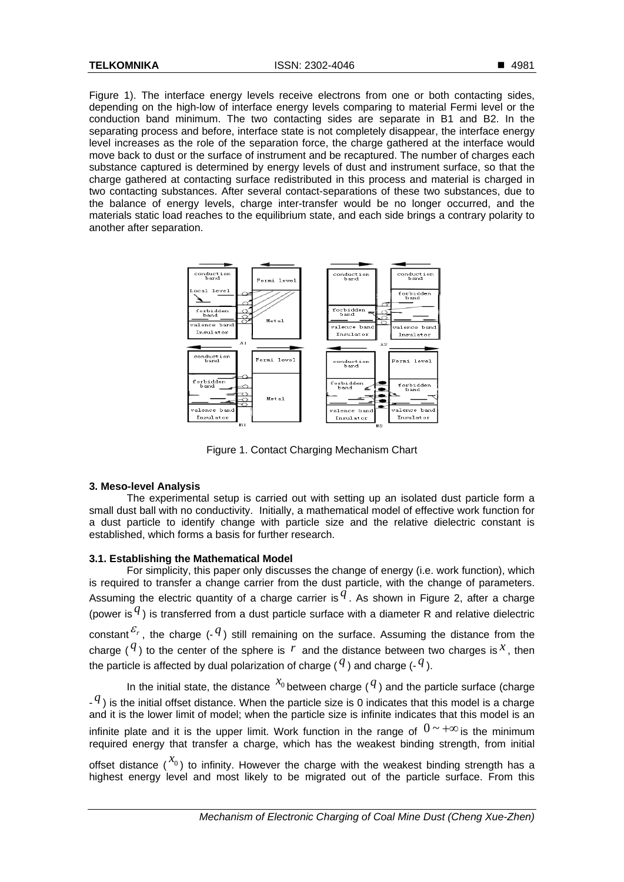Figure 1). The interface energy levels receive electrons from one or both contacting sides, depending on the high-low of interface energy levels comparing to material Fermi level or the conduction band minimum. The two contacting sides are separate in B1 and B2. In the separating process and before, interface state is not completely disappear, the interface energy level increases as the role of the separation force, the charge gathered at the interface would move back to dust or the surface of instrument and be recaptured. The number of charges each substance captured is determined by energy levels of dust and instrument surface, so that the charge gathered at contacting surface redistributed in this process and material is charged in two contacting substances. After several contact-separations of these two substances, due to the balance of energy levels, charge inter-transfer would be no longer occurred, and the materials static load reaches to the equilibrium state, and each side brings a contrary polarity to another after separation.

Figure 1. Contact Charging Mechanism Chart

### 3. Meso-level Analysis

The experimental setup is carried out with setting up an isolated dust particle form a small dust ball with no conductivity. Initially, a mathematical model of effective work function for a dust particle to identify change with particle size and the relative dielectric constant is established, which forms a basis for further research.

### 3.1. Establishing the Mathematical Model

For simplicity, this paper only discusses the change of energy (i.e. work function), which is required to transfer a change carrier from the dust particle, with the change of parameters. Assuming the electric quantity of a charge carrier is $q$. As shown in Figure 2, after a charge (power is $q$) is transferred from a dust particle surface with a diameter R and relative dielectric constant $\varepsilon_r$, the charge (-$q$) still remaining on the surface. Assuming the distance from the charge ($q$) to the center of the sphere is $r$ and the distance between two charges is $x$, then the particle is affected by dual polarization of charge ($q$) and charge (-$q$).

In the initial state, the distance $x_0$ between charge ($q$) and the particle surface (charge -$q$) is the initial offset distance. When the particle size is 0 indicates that this model is a charge and it is the lower limit of model; when the particle size is infinite indicates that this model is an infinite plate and it is the upper limit. Work function in the range of $0 \sim +\infty$ is the minimum required energy that transfer a charge, which has the weakest binding strength, from initial offset distance ($x_0$) to infinity. However the charge with the weakest binding strength has a highest energy level and most likely to be migrated out of the particle surface. From this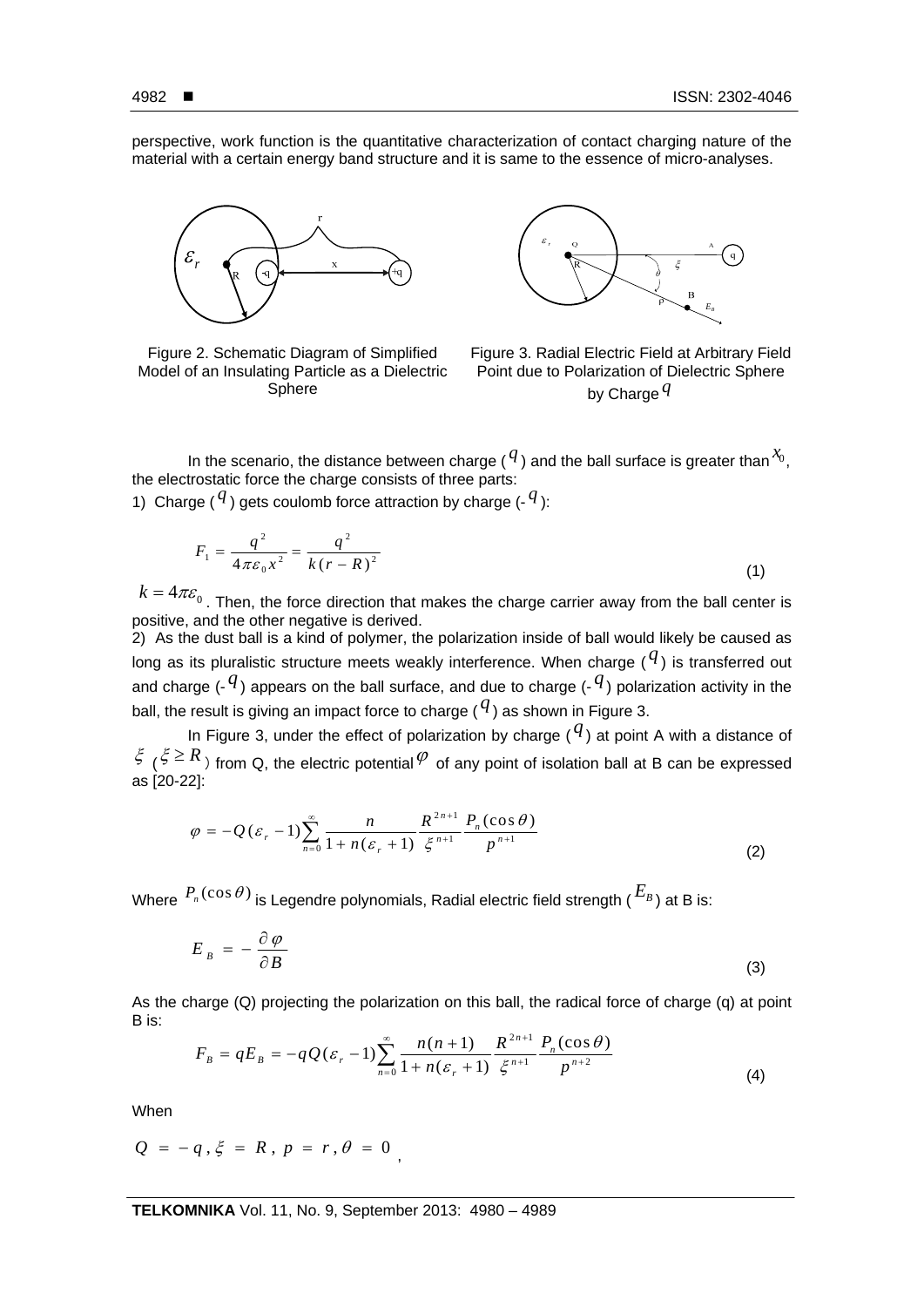perspective, work function is the quantitative characterization of contact charging nature of the material with a certain energy band structure and it is same to the essence of micro-analyses.

Figure 2. Schematic Diagram of Simplified Model of an Insulating Particle as a Dielectric Sphere

Figure 3. Radial Electric Field at Arbitrary Field Point due to Polarization of Dielectric Sphere by Charge $q$

In the scenario, the distance between charge ($q$) and the ball surface is greater than $x_0$, the electrostatic force the charge consists of three parts:

1) Charge ($q$) gets coulomb force attraction by charge (-$q$):

$$F_1 = \frac{q^2}{4\pi\varepsilon_0 x^2} = \frac{q^2}{k(r-R)^2} \tag{1}$$

$k = 4\pi\varepsilon_0$. Then, the force direction that makes the charge carrier away from the ball center is positive, and the other negative is derived.

2) As the dust ball is a kind of polymer, the polarization inside of ball would likely be caused as long as its pluralistic structure meets weakly interference. When charge ($q$) is transferred out and charge (-$q$) appears on the ball surface, and due to charge (-$q$) polarization activity in the ball, the result is giving an impact force to charge ($q$) as shown in Figure 3.

In Figure 3, under the effect of polarization by charge ($q$) at point A with a distance of $\xi$ ($\xi \ge R$) from Q, the electric potential $\varphi$ of any point of isolation ball at B can be expressed as [20-22]:

$$\varphi = -Q(\varepsilon_r - 1)\sum_{n=0}^{\infty} \frac{n}{1 + n(\varepsilon_r + 1)} \frac{R^{2n+1}}{\xi^{n+1}} \frac{P_n(\cos\theta)}{p^{n+1}} \tag{2}$$

Where $P_n(\cos\theta)$ is Legendre polynomials, Radial electric field strength ($E_B$) at B is:

$$E_B = -\frac{\partial \varphi}{\partial B} \tag{3}$$

As the charge (Q) projecting the polarization on this ball, the radical force of charge (q) at point B is:

$$F_B = qE_B = -qQ(\varepsilon_r - 1)\sum_{n=0}^{\infty} \frac{n(n+1)}{1 + n(\varepsilon_r + 1)} \frac{R^{2n+1}}{\xi^{n+1}} \frac{P_n(\cos\theta)}{p^{n+2}} \tag{4}$$

When

$Q = -q, \xi = R, p = r, \theta = 0$,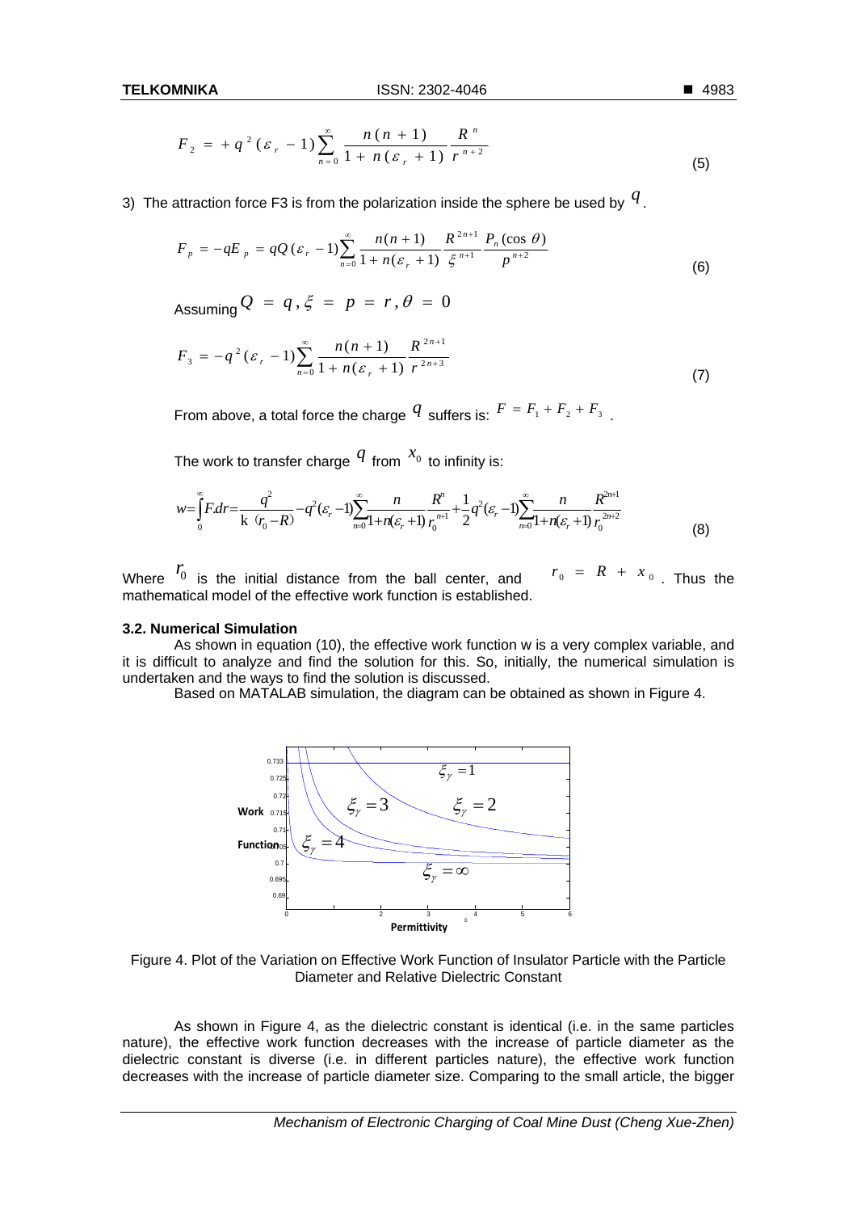$$F_2 = +q^2(\varepsilon_r - 1)\sum_{n=0}^{\infty}\frac{n(n+1)}{1+n(\varepsilon_r+1)}\frac{R^n}{r^{n+2}} \tag{5}$$

3) The attraction force F3 is from the polarization inside the sphere be used by $q$.

$$F_p = -qE_p = qQ(\varepsilon_r - 1)\sum_{n=0}^{\infty}\frac{n(n+1)}{1+n(\varepsilon_r+1)}\frac{R^{2n+1}}{\xi^{n+1}}\frac{P_n(\cos\theta)}{p^{n+2}} \tag{6}$$

Assuming $Q = q, \xi = p = r, \theta = 0$

$$F_3 = -q^2(\varepsilon_r - 1)\sum_{n=0}^{\infty}\frac{n(n+1)}{1+n(\varepsilon_r+1)}\frac{R^{2n+1}}{r^{2n+3}} \tag{7}$$

From above, a total force the charge $q$ suffers is: $F = F_1 + F_2 + F_3$.

The work to transfer charge $q$ from $x_0$ to infinity is:

$$w = \int_0^{\infty} F.dr = \frac{q^2}{k(r_0 - R)} - q^2(\varepsilon_r - 1)\sum_{n=0}^{\infty}\frac{n}{1+n(\varepsilon_r+1)}\frac{R^n}{r_0^{n+1}} + \frac{1}{2}q^2(\varepsilon_r - 1)\sum_{n=0}^{\infty}\frac{n}{1+n(\varepsilon_r+1)}\frac{R^{2n+1}}{r_0^{2n+2}} \tag{8}$$

Where $r_0$ is the initial distance from the ball center, and $r_0 = R + x_0$. Thus the mathematical model of the effective work function is established.

### 3.2. Numerical Simulation

As shown in equation (10), the effective work function w is a very complex variable, and it is difficult to analyze and find the solution for this. So, initially, the numerical simulation is undertaken and the ways to find the solution is discussed.

Based on MATLAB simulation, the diagram can be obtained as shown in Figure 4.

Work Function

Permittivity

0.733
0.725
0.72
0.715
0.71
0.705
0.7
0.695
0.69

0 2 3 4 5 6

$\xi_\gamma = 1$

$\xi_\gamma = 3$

$\xi_\gamma = 2$

$\xi_\gamma = 4$

$\xi_\gamma = \infty$

Figure 4. Plot of the Variation on Effective Work Function of Insulator Particle with the Particle Diameter and Relative Dielectric Constant

As shown in Figure 4, as the dielectric constant is identical (i.e. in the same particles nature), the effective work function decreases with the increase of particle diameter as the dielectric constant is diverse (i.e. in different particles nature), the effective work function decreases with the increase of particle diameter size. Comparing to the small article, the bigger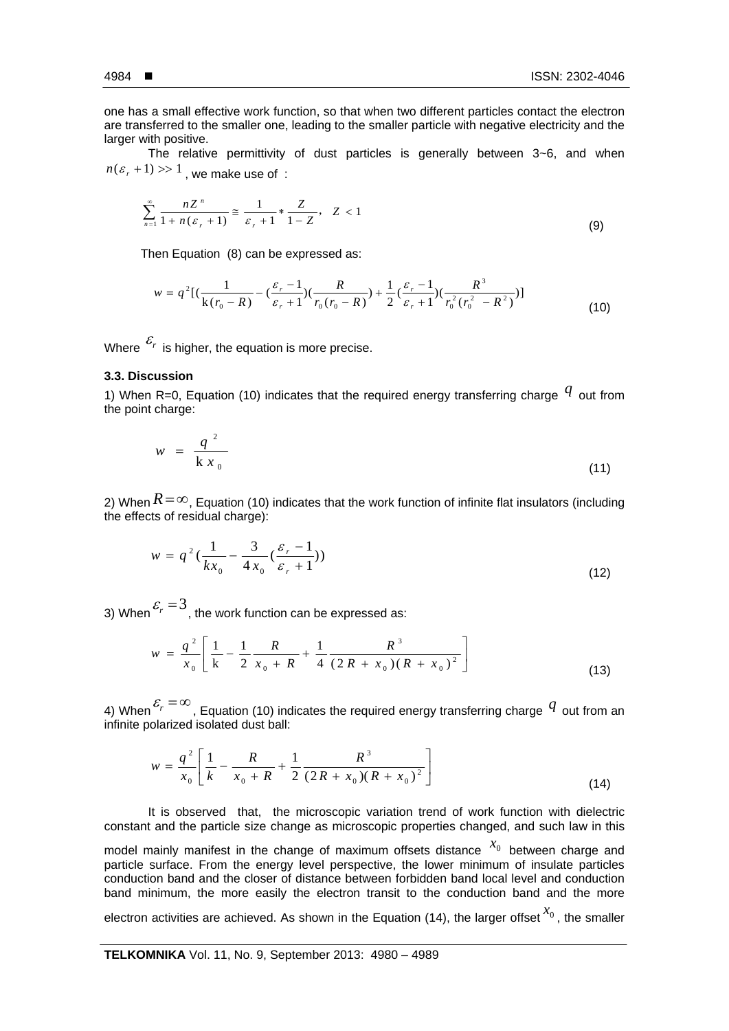one has a small effective work function, so that when two different particles contact the electron are transferred to the smaller one, leading to the smaller particle with negative electricity and the larger with positive.

The relative permittivity of dust particles is generally between 3~6, and when $n(\varepsilon_r + 1) >> 1$, we make use of :

$$\sum_{n=1}^{\infty} \frac{nZ^n}{1 + n(\varepsilon_r + 1)} \cong \frac{1}{\varepsilon_r + 1} * \frac{Z}{1 - Z}, \quad Z < 1 \tag{9}$$

Then Equation (8) can be expressed as:

$$w = q^2 [(\frac{1}{\mathrm{k}(r_0 - R)} - (\frac{\varepsilon_r - 1}{\varepsilon_r + 1})(\frac{R}{r_0(r_0 - R)}) + \frac{1}{2}(\frac{\varepsilon_r - 1}{\varepsilon_r + 1})(\frac{R^3}{r_0^2(r_0^2 - R^2)})] \tag{10}$$

Where $\varepsilon_r$ is higher, the equation is more precise.

### 3.3. Discussion

1) When R=0, Equation (10) indicates that the required energy transferring charge $q$ out from the point charge:

$$w = \frac{q^2}{\mathrm{k}\, x_0} \tag{11}$$

2) When $R = \infty$, Equation (10) indicates that the work function of infinite flat insulators (including the effects of residual charge):

$$w = q^2 (\frac{1}{kx_0} - \frac{3}{4x_0}(\frac{\varepsilon_r - 1}{\varepsilon_r + 1})) \tag{12}$$

3) When $\varepsilon_r = 3$, the work function can be expressed as:

$$w = \frac{q^2}{x_0}\left[\frac{1}{\mathrm{k}} - \frac{1}{2}\frac{R}{x_0 + R} + \frac{1}{4}\frac{R^3}{(2R + x_0)(R + x_0)^2}\right] \tag{13}$$

4) When $\varepsilon_r = \infty$, Equation (10) indicates the required energy transferring charge $q$ out from an infinite polarized isolated dust ball:

$$w = \frac{q^2}{x_0}\left[\frac{1}{k} - \frac{R}{x_0 + R} + \frac{1}{2}\frac{R^3}{(2R + x_0)(R + x_0)^2}\right] \tag{14}$$

It is observed that, the microscopic variation trend of work function with dielectric constant and the particle size change as microscopic properties changed, and such law in this model mainly manifest in the change of maximum offsets distance $x_0$ between charge and particle surface. From the energy level perspective, the lower minimum of insulate particles conduction band and the closer of distance between forbidden band local level and conduction band minimum, the more easily the electron transit to the conduction band and the more electron activities are achieved. As shown in the Equation (14), the larger offset $x_0$, the smaller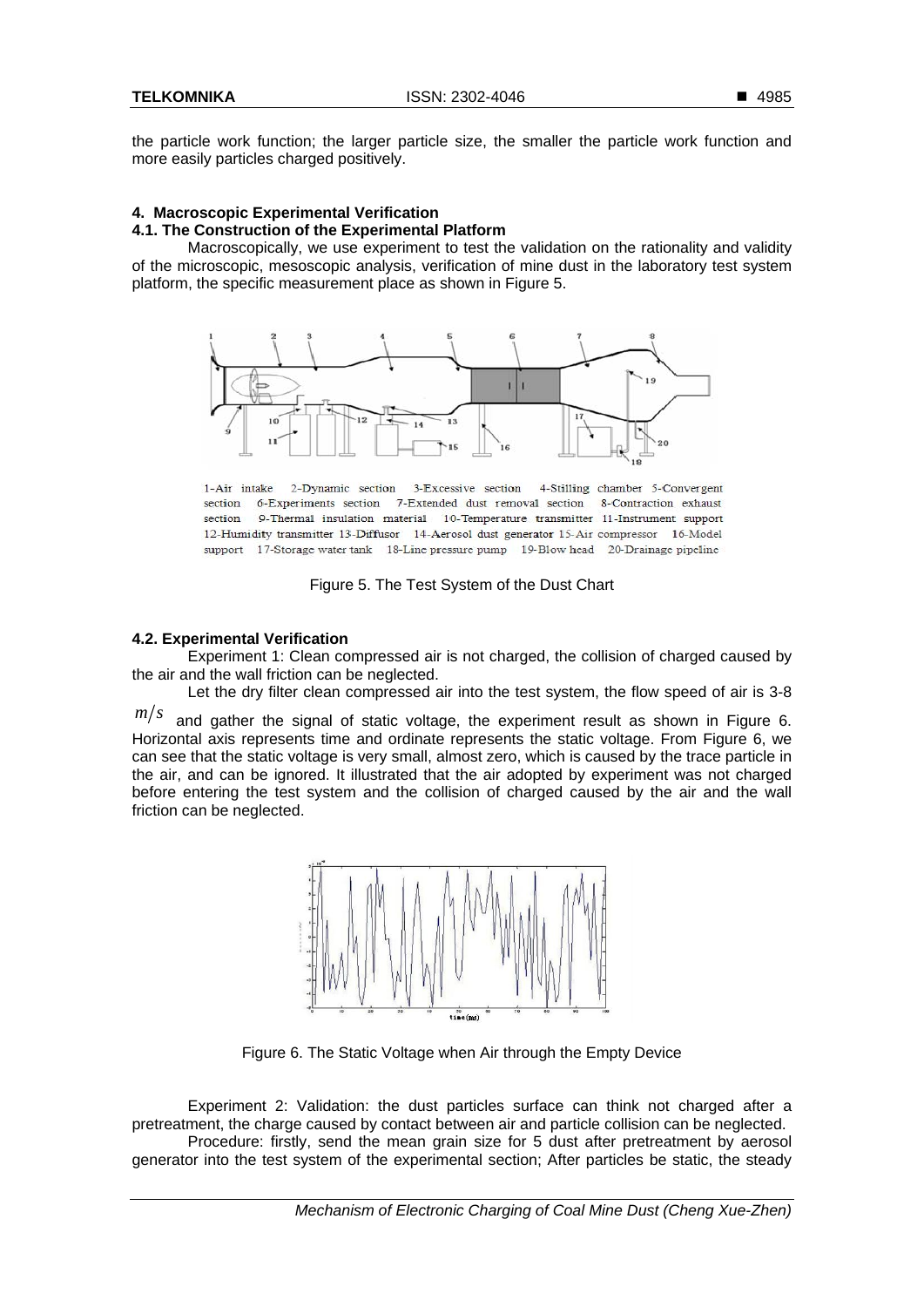the particle work function; the larger particle size, the smaller the particle work function and more easily particles charged positively.

## 4. Macroscopic Experimental Verification

### 4.1. The Construction of the Experimental Platform

Macroscopically, we use experiment to test the validation on the rationality and validity of the microscopic, mesoscopic analysis, verification of mine dust in the laboratory test system platform, the specific measurement place as shown in Figure 5.

1-Air intake 2-Dynamic section 3-Excessive section 4-Stilling chamber 5-Convergent section 6-Experiments section 7-Extended dust removal section 8-Contraction exhaust section 9-Thermal insulation material 10-Temperature transmitter 11-Instrument support 12-Humidity transmitter 13-Diffusor 14-Aerosol dust generator 15-Air compressor 16-Model support 17-Storage water tank 18-Line pressure pump 19-Blow head 20-Drainage pipeline

Figure 5. The Test System of the Dust Chart

### 4.2. Experimental Verification

Experiment 1: Clean compressed air is not charged, the collision of charged caused by the air and the wall friction can be neglected.

Let the dry filter clean compressed air into the test system, the flow speed of air is 3-8 $m/s$ and gather the signal of static voltage, the experiment result as shown in Figure 6. Horizontal axis represents time and ordinate represents the static voltage. From Figure 6, we can see that the static voltage is very small, almost zero, which is caused by the trace particle in the air, and can be ignored. It illustrated that the air adopted by experiment was not charged before entering the test system and the collision of charged caused by the air and the wall friction can be neglected.

time (ms)

Figure 6. The Static Voltage when Air through the Empty Device

Experiment 2: Validation: the dust particles surface can think not charged after a pretreatment, the charge caused by contact between air and particle collision can be neglected.

Procedure: firstly, send the mean grain size for 5 dust after pretreatment by aerosol generator into the test system of the experimental section; After particles be static, the steady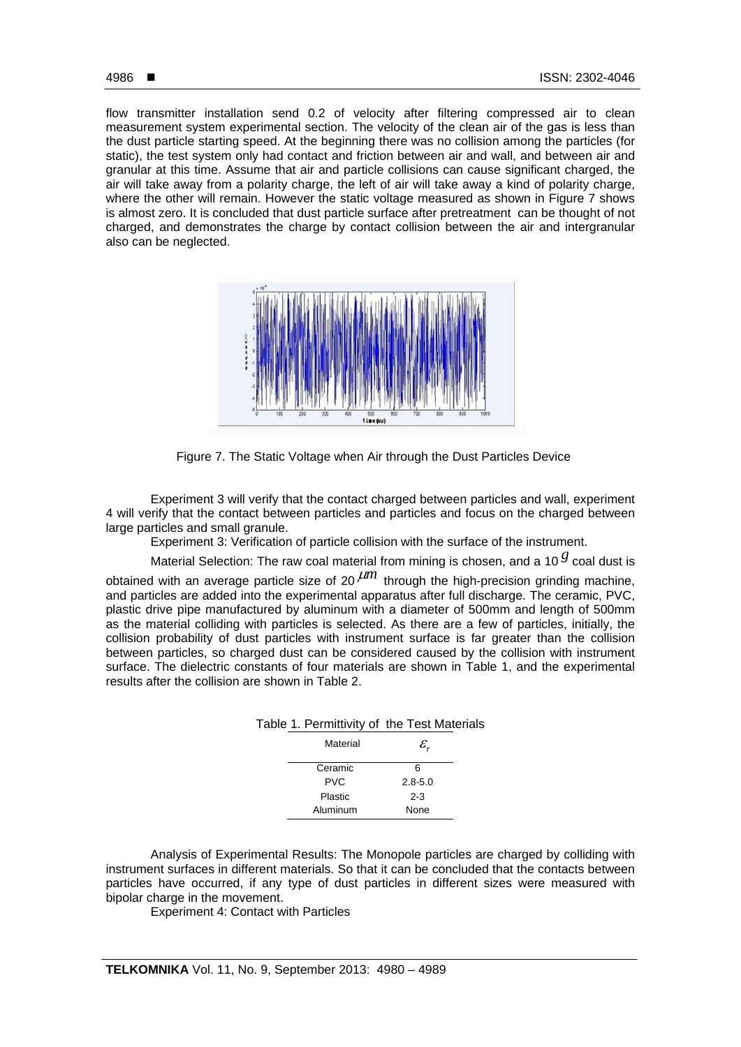flow transmitter installation send 0.2 of velocity after filtering compressed air to clean measurement system experimental section. The velocity of the clean air of the gas is less than the dust particle starting speed. At the beginning there was no collision among the particles (for static), the test system only had contact and friction between air and wall, and between air and granular at this time. Assume that air and particle collisions can cause significant charged, the air will take away from a polarity charge, the left of air will take away a kind of polarity charge, where the other will remain. However the static voltage measured as shown in Figure 7 shows is almost zero. It is concluded that dust particle surface after pretreatment can be thought of not charged, and demonstrates the charge by contact collision between the air and intergranular also can be neglected.

$\times 10^{4}$

time(ms)

Figure 7. The Static Voltage when Air through the Dust Particles Device

Experiment 3 will verify that the contact charged between particles and wall, experiment 4 will verify that the contact between particles and particles and focus on the charged between large particles and small granule.

Experiment 3: Verification of particle collision with the surface of the instrument.

Material Selection: The raw coal material from mining is chosen, and a 10 $g$ coal dust is obtained with an average particle size of 20 $\mu m$ through the high-precision grinding machine, and particles are added into the experimental apparatus after full discharge. The ceramic, PVC, plastic drive pipe manufactured by aluminum with a diameter of 500mm and length of 500mm as the material colliding with particles is selected. As there are a few of particles, initially, the collision probability of dust particles with instrument surface is far greater than the collision between particles, so charged dust can be considered caused by the collision with instrument surface. The dielectric constants of four materials are shown in Table 1, and the experimental results after the collision are shown in Table 2.

Table 1. Permittivity of the Test Materials

| Material | $\varepsilon_r$ |
|---|---|
| Ceramic | 6 |
| PVC | 2.8-5.0 |
| Plastic | 2-3 |
| Aluminum | None |

Analysis of Experimental Results: The Monopole particles are charged by colliding with instrument surfaces in different materials. So that it can be concluded that the contacts between particles have occurred, if any type of dust particles in different sizes were measured with bipolar charge in the movement.

Experiment 4: Contact with Particles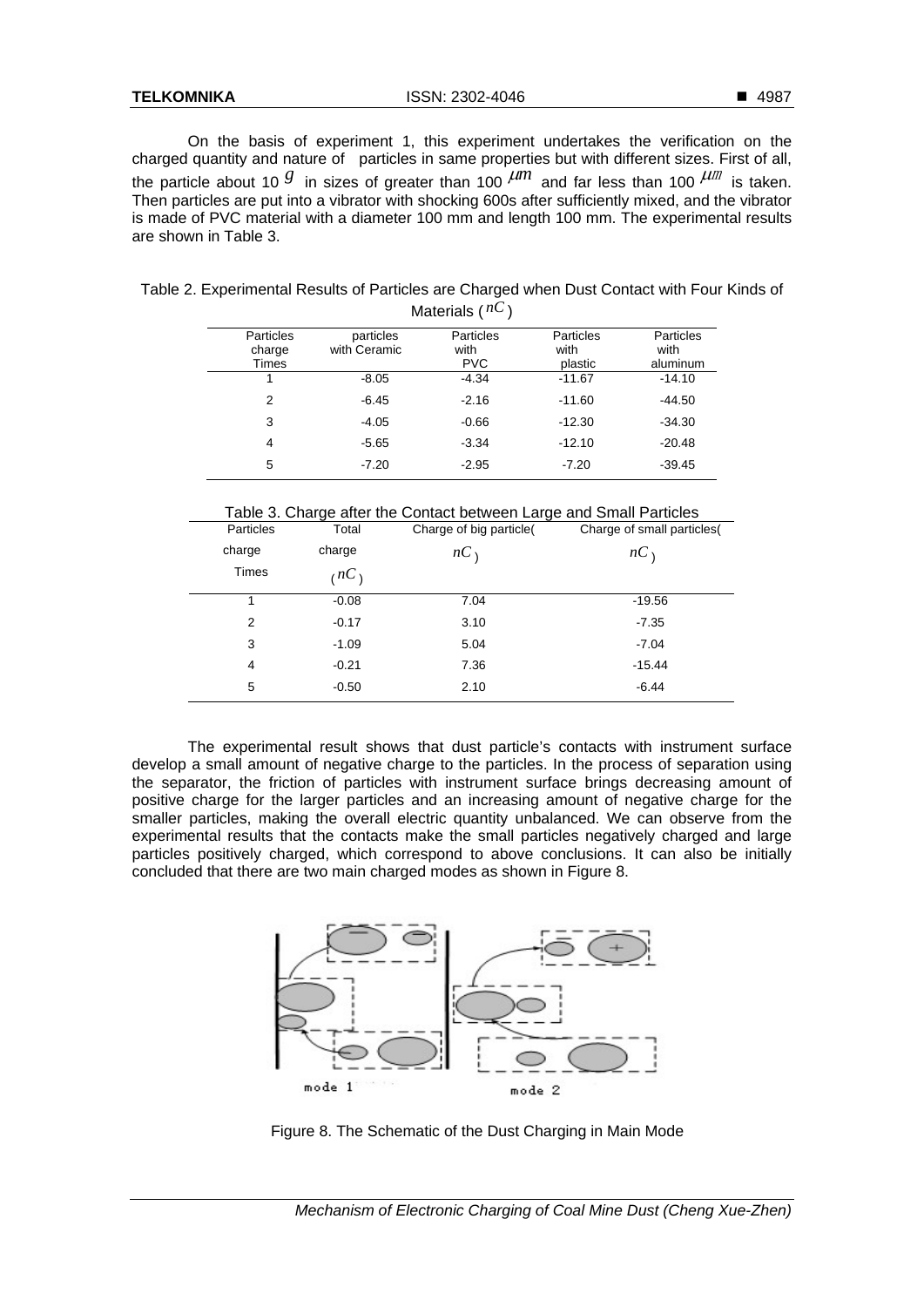On the basis of experiment 1, this experiment undertakes the verification on the charged quantity and nature of particles in same properties but with different sizes. First of all, the particle about 10 $g$ in sizes of greater than 100 $\mu m$ and far less than 100 $\mu m$ is taken. Then particles are put into a vibrator with shocking 600s after sufficiently mixed, and the vibrator is made of PVC material with a diameter 100 mm and length 100 mm. The experimental results are shown in Table 3.

Table 2. Experimental Results of Particles are Charged when Dust Contact with Four Kinds of Materials ($nC$)

| Particles charge Times | particles with Ceramic | Particles with PVC | Particles with plastic | Particles with aluminum |
|---|---|---|---|---|
| 1 | -8.05 | -4.34 | -11.67 | -14.10 |
| 2 | -6.45 | -2.16 | -11.60 | -44.50 |
| 3 | -4.05 | -0.66 | -12.30 | -34.30 |
| 4 | -5.65 | -3.34 | -12.10 | -20.48 |
| 5 | -7.20 | -2.95 | -7.20 | -39.45 |

Table 3. Charge after the Contact between Large and Small Particles

| Particles charge Times | Total charge ($nC$) | Charge of big particle($nC$) | Charge of small particles($nC$) |
|---|---|---|---|
| 1 | -0.08 | 7.04 | -19.56 |
| 2 | -0.17 | 3.10 | -7.35 |
| 3 | -1.09 | 5.04 | -7.04 |
| 4 | -0.21 | 7.36 | -15.44 |
| 5 | -0.50 | 2.10 | -6.44 |

The experimental result shows that dust particle's contacts with instrument surface develop a small amount of negative charge to the particles. In the process of separation using the separator, the friction of particles with instrument surface brings decreasing amount of positive charge for the larger particles and an increasing amount of negative charge for the smaller particles, making the overall electric quantity unbalanced. We can observe from the experimental results that the contacts make the small particles negatively charged and large particles positively charged, which correspond to above conclusions. It can also be initially concluded that there are two main charged modes as shown in Figure 8.

mode 1

mode 2

Figure 8. The Schematic of the Dust Charging in Main Mode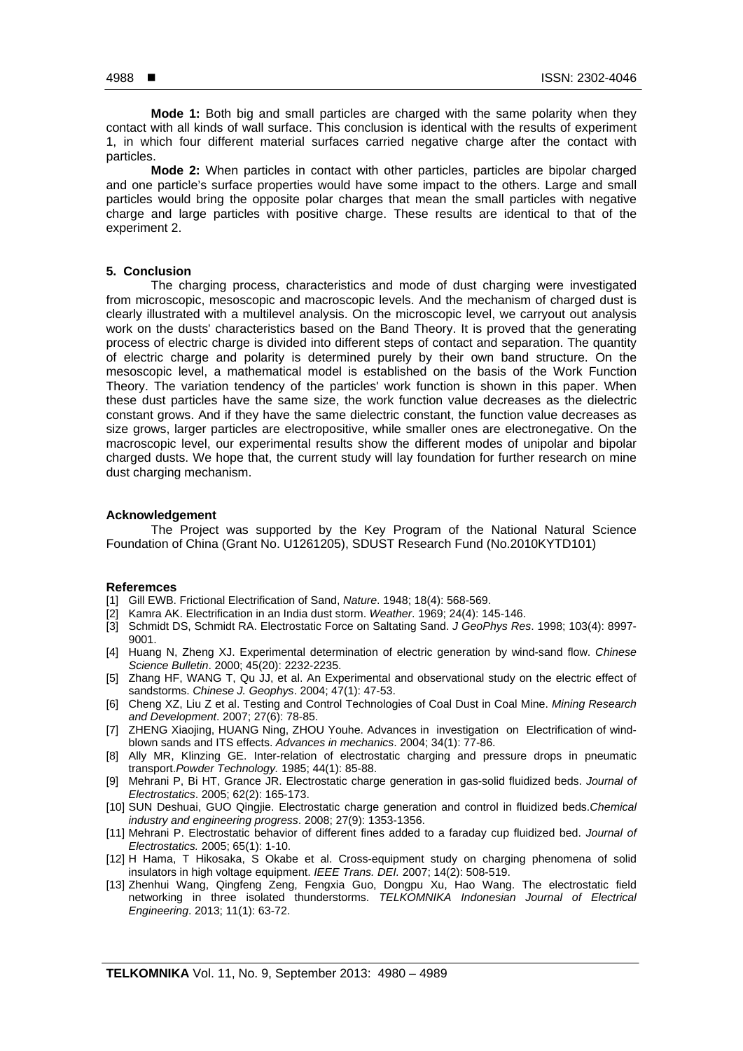**Mode 1:** Both big and small particles are charged with the same polarity when they contact with all kinds of wall surface. This conclusion is identical with the results of experiment 1, in which four different material surfaces carried negative charge after the contact with particles.

**Mode 2:** When particles in contact with other particles, particles are bipolar charged and one particle's surface properties would have some impact to the others. Large and small particles would bring the opposite polar charges that mean the small particles with negative charge and large particles with positive charge. These results are identical to that of the experiment 2.

## 5. Conclusion

The charging process, characteristics and mode of dust charging were investigated from microscopic, mesoscopic and macroscopic levels. And the mechanism of charged dust is clearly illustrated with a multilevel analysis. On the microscopic level, we carryout out analysis work on the dusts' characteristics based on the Band Theory. It is proved that the generating process of electric charge is divided into different steps of contact and separation. The quantity of electric charge and polarity is determined purely by their own band structure. On the mesoscopic level, a mathematical model is established on the basis of the Work Function Theory. The variation tendency of the particles' work function is shown in this paper. When these dust particles have the same size, the work function value decreases as the dielectric constant grows. And if they have the same dielectric constant, the function value decreases as size grows, larger particles are electropositive, while smaller ones are electronegative. On the macroscopic level, our experimental results show the different modes of unipolar and bipolar charged dusts. We hope that, the current study will lay foundation for further research on mine dust charging mechanism.

## Acknowledgement

The Project was supported by the Key Program of the National Natural Science Foundation of China (Grant No. U1261205), SDUST Research Fund (No.2010KYTD101)

## Referemces

[1] Gill EWB. Frictional Electrification of Sand, *Nature*. 1948; 18(4): 568-569.

[2] Kamra AK. Electrification in an India dust storm. *Weather*. 1969; 24(4): 145-146.

[3] Schmidt DS, Schmidt RA. Electrostatic Force on Saltating Sand. *J GeoPhys Res*. 1998; 103(4): 8997-9001.

[4] Huang N, Zheng XJ. Experimental determination of electric generation by wind-sand flow. *Chinese Science Bulletin*. 2000; 45(20): 2232-2235.

[5] Zhang HF, WANG T, Qu JJ, et al. An Experimental and observational study on the electric effect of sandstorms. *Chinese J. Geophys*. 2004; 47(1): 47-53.

[6] Cheng XZ, Liu Z et al. Testing and Control Technologies of Coal Dust in Coal Mine. *Mining Research and Development*. 2007; 27(6): 78-85.

[7] ZHENG Xiaojing, HUANG Ning, ZHOU Youhe. Advances in investigation on Electrification of wind-blown sands and ITS effects. *Advances in mechanics*. 2004; 34(1): 77-86.

[8] Ally MR, Klinzing GE. Inter-relation of electrostatic charging and pressure drops in pneumatic transport.*Powder Technology.* 1985; 44(1): 85-88.

[9] Mehrani P, Bi HT, Grance JR. Electrostatic charge generation in gas-solid fluidized beds. *Journal of Electrostatics*. 2005; 62(2): 165-173.

[10] SUN Deshuai, GUO Qingjie. Electrostatic charge generation and control in fluidized beds.*Chemical industry and engineering progress*. 2008; 27(9): 1353-1356.

[11] Mehrani P. Electrostatic behavior of different fines added to a faraday cup fluidized bed. *Journal of Electrostatics.* 2005; 65(1): 1-10.

[12] H Hama, T Hikosaka, S Okabe et al. Cross-equipment study on charging phenomena of solid insulators in high voltage equipment. *IEEE Trans. DEI.* 2007; 14(2): 508-519.

[13] Zhenhui Wang, Qingfeng Zeng, Fengxia Guo, Dongpu Xu, Hao Wang. The electrostatic field networking in three isolated thunderstorms. *TELKOMNIKA Indonesian Journal of Electrical Engineering*. 2013; 11(1): 63-72.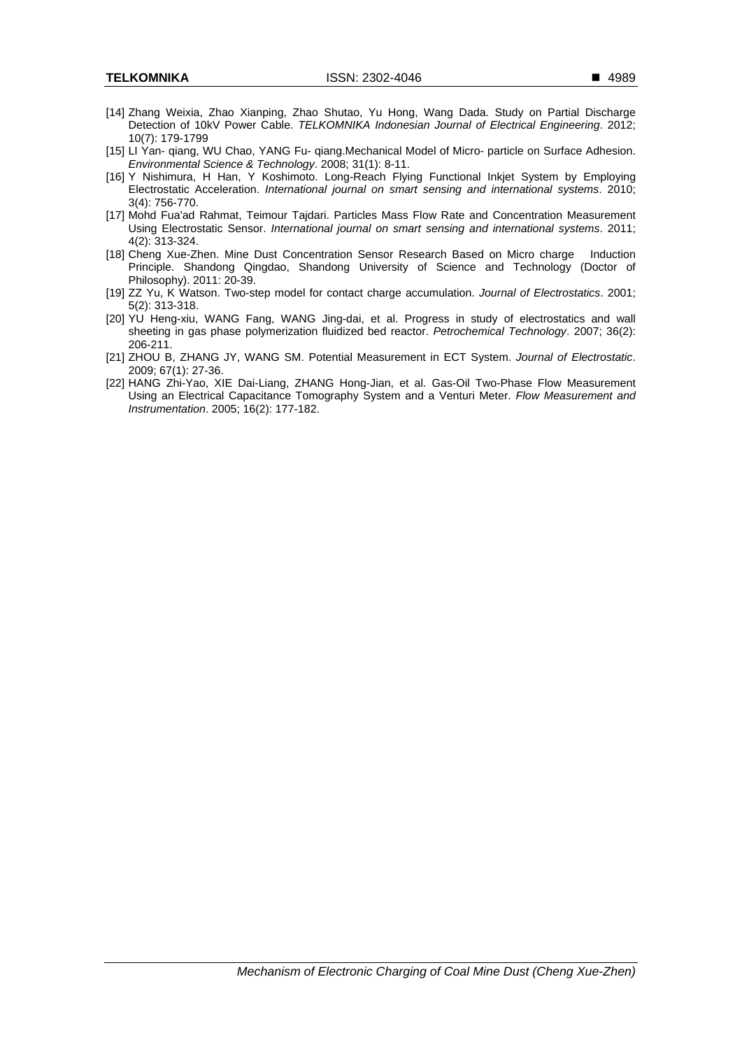[14] Zhang Weixia, Zhao Xianping, Zhao Shutao, Yu Hong, Wang Dada. Study on Partial Discharge Detection of 10kV Power Cable. *TELKOMNIKA Indonesian Journal of Electrical Engineering*. 2012; 10(7): 179-1799

[15] LI Yan- qiang, WU Chao, YANG Fu- qiang.Mechanical Model of Micro- particle on Surface Adhesion. *Environmental Science & Technology*. 2008; 31(1): 8-11.

[16] Y Nishimura, H Han, Y Koshimoto. Long-Reach Flying Functional Inkjet System by Employing Electrostatic Acceleration. *International journal on smart sensing and international systems*. 2010; 3(4): 756-770.

[17] Mohd Fua'ad Rahmat, Teimour Tajdari. Particles Mass Flow Rate and Concentration Measurement Using Electrostatic Sensor. *International journal on smart sensing and international systems*. 2011; 4(2): 313-324.

[18] Cheng Xue-Zhen. Mine Dust Concentration Sensor Research Based on Micro charge Induction Principle. Shandong Qingdao, Shandong University of Science and Technology (Doctor of Philosophy). 2011: 20-39.

[19] ZZ Yu, K Watson. Two-step model for contact charge accumulation. *Journal of Electrostatics*. 2001; 5(2): 313-318.

[20] YU Heng-xiu, WANG Fang, WANG Jing-dai, et al. Progress in study of electrostatics and wall sheeting in gas phase polymerization fluidized bed reactor. *Petrochemical Technology*. 2007; 36(2): 206-211.

[21] ZHOU B, ZHANG JY, WANG SM. Potential Measurement in ECT System. *Journal of Electrostatic*. 2009; 67(1): 27-36.

[22] HANG Zhi-Yao, XIE Dai-Liang, ZHANG Hong-Jian, et al. Gas-Oil Two-Phase Flow Measurement Using an Electrical Capacitance Tomography System and a Venturi Meter. *Flow Measurement and Instrumentation*. 2005; 16(2): 177-182.